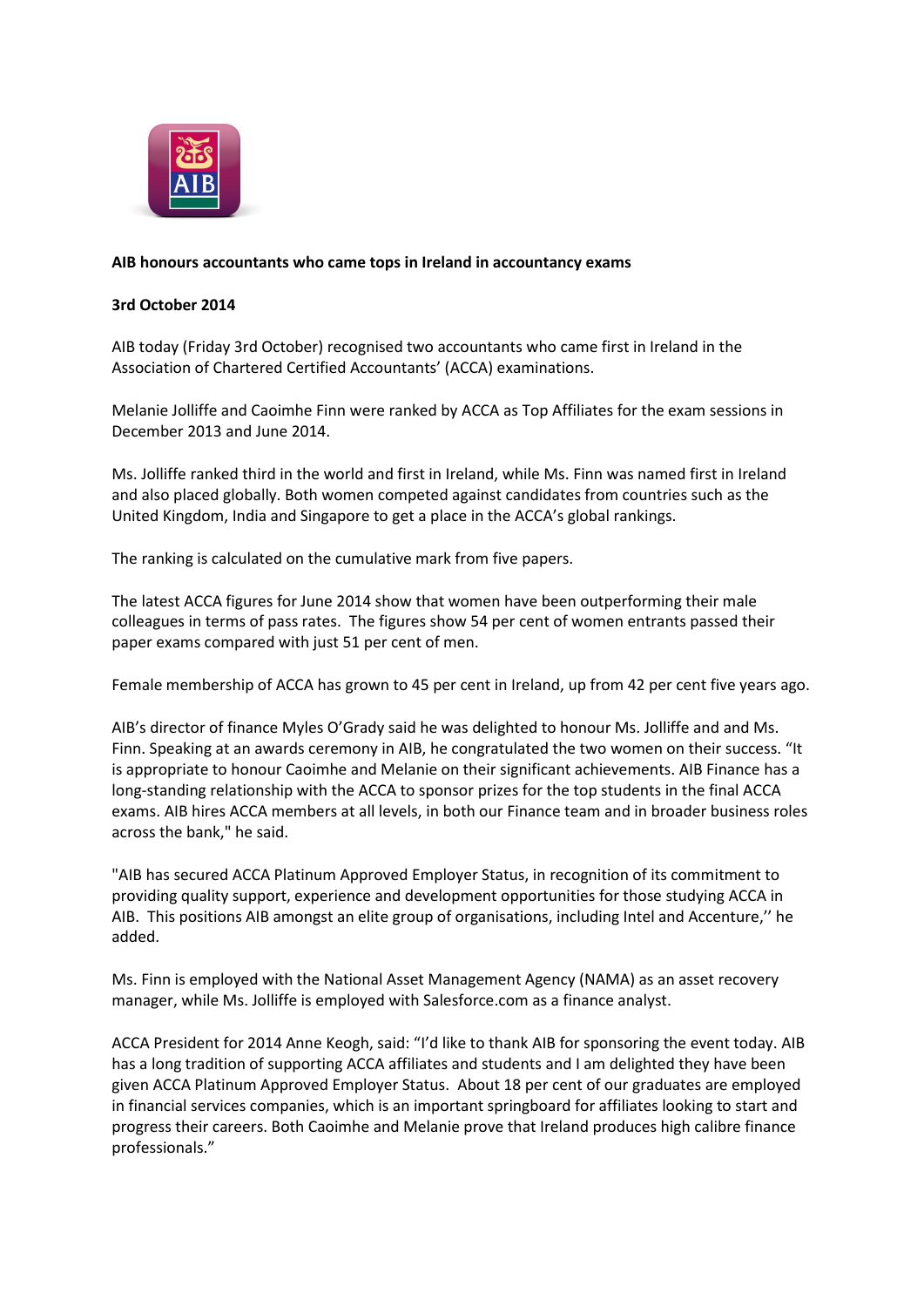**AIB honours accountants who came tops in Ireland in accountancy exams**

**3rd October 2014**

AIB today (Friday 3rd October) recognised two accountants who came first in Ireland in the Association of Chartered Certified Accountants' (ACCA) examinations.

Melanie Jolliffe and Caoimhe Finn were ranked by ACCA as Top Affiliates for the exam sessions in December 2013 and June 2014.

Ms. Jolliffe ranked third in the world and first in Ireland, while Ms. Finn was named first in Ireland and also placed globally. Both women competed against candidates from countries such as the United Kingdom, India and Singapore to get a place in the ACCA's global rankings.

The ranking is calculated on the cumulative mark from five papers.

The latest ACCA figures for June 2014 show that women have been outperforming their male colleagues in terms of pass rates. The figures show 54 per cent of women entrants passed their paper exams compared with just 51 per cent of men.

Female membership of ACCA has grown to 45 per cent in Ireland, up from 42 per cent five years ago.

AIB's director of finance Myles O'Grady said he was delighted to honour Ms. Jolliffe and and Ms. Finn. Speaking at an awards ceremony in AIB, he congratulated the two women on their success. "It is appropriate to honour Caoimhe and Melanie on their significant achievements. AIB Finance has a long-standing relationship with the ACCA to sponsor prizes for the top students in the final ACCA exams. AIB hires ACCA members at all levels, in both our Finance team and in broader business roles across the bank," he said.

"AIB has secured ACCA Platinum Approved Employer Status, in recognition of its commitment to providing quality support, experience and development opportunities for those studying ACCA in AIB. This positions AIB amongst an elite group of organisations, including Intel and Accenture,'' he added.

Ms. Finn is employed with the National Asset Management Agency (NAMA) as an asset recovery manager, while Ms. Jolliffe is employed with Salesforce.com as a finance analyst.

ACCA President for 2014 Anne Keogh, said: "I'd like to thank AIB for sponsoring the event today. AIB has a long tradition of supporting ACCA affiliates and students and I am delighted they have been given ACCA Platinum Approved Employer Status. About 18 per cent of our graduates are employed in financial services companies, which is an important springboard for affiliates looking to start and progress their careers. Both Caoimhe and Melanie prove that Ireland produces high calibre finance professionals."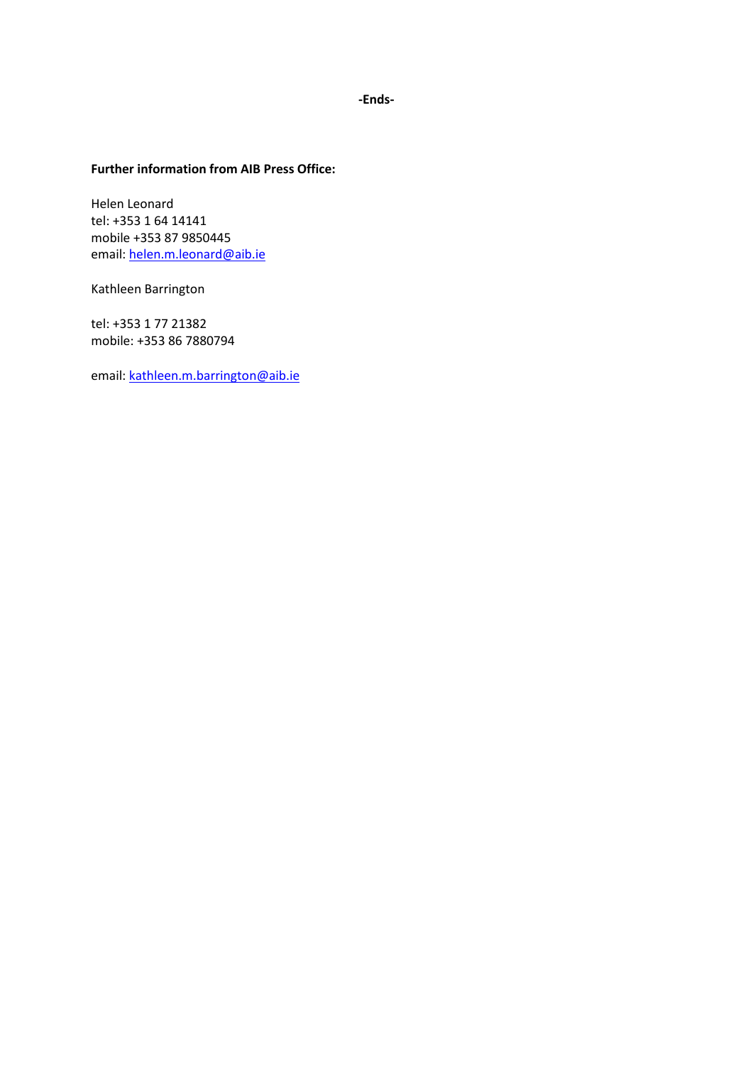**-Ends-**

**Further information from AIB Press Office:**

Helen Leonard
tel: +353 1 64 14141
mobile +353 87 9850445
email: helen.m.leonard@aib.ie

Kathleen Barrington

tel: +353 1 77 21382
mobile: +353 86 7880794

email: kathleen.m.barrington@aib.ie